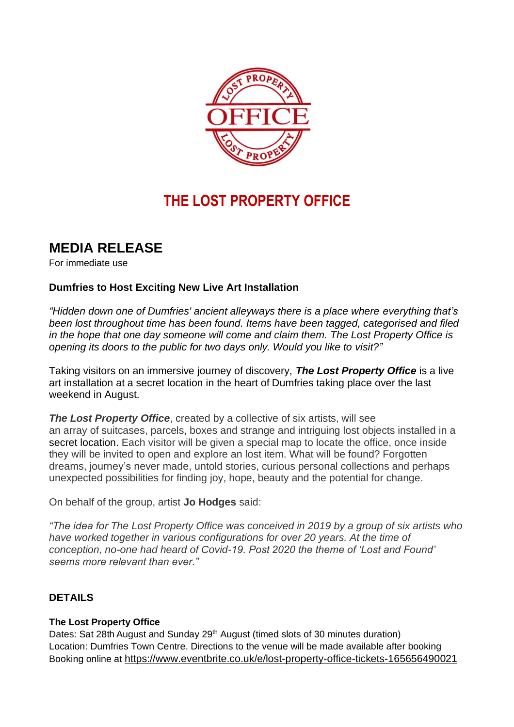# THE LOST PROPERTY OFFICE

## MEDIA RELEASE

For immediate use

**Dumfries to Host Exciting New Live Art Installation**

*"Hidden down one of Dumfries' ancient alleyways there is a place where everything that's been lost throughout time has been found. Items have been tagged, categorised and filed in the hope that one day someone will come and claim them. The Lost Property Office is opening its doors to the public for two days only. Would you like to visit?"*

Taking visitors on an immersive journey of discovery, ***The Lost Property Office*** is a live art installation at a secret location in the heart of Dumfries taking place over the last weekend in August.

***The Lost Property Office***, created by a collective of six artists, will see an array of suitcases, parcels, boxes and strange and intriguing lost objects installed in a secret location. Each visitor will be given a special map to locate the office, once inside they will be invited to open and explore an lost item. What will be found? Forgotten dreams, journey's never made, untold stories, curious personal collections and perhaps unexpected possibilities for finding joy, hope, beauty and the potential for change.

On behalf of the group, artist **Jo Hodges** said:

*"The idea for The Lost Property Office was conceived in 2019 by a group of six artists who have worked together in various configurations for over 20 years. At the time of conception, no-one had heard of Covid-19. Post 2020 the theme of 'Lost and Found' seems more relevant than ever."*

### DETAILS

**The Lost Property Office**

Dates: Sat 28th August and Sunday 29th August (timed slots of 30 minutes duration)
Location: Dumfries Town Centre. Directions to the venue will be made available after booking
Booking online at https://www.eventbrite.co.uk/e/lost-property-office-tickets-165656490021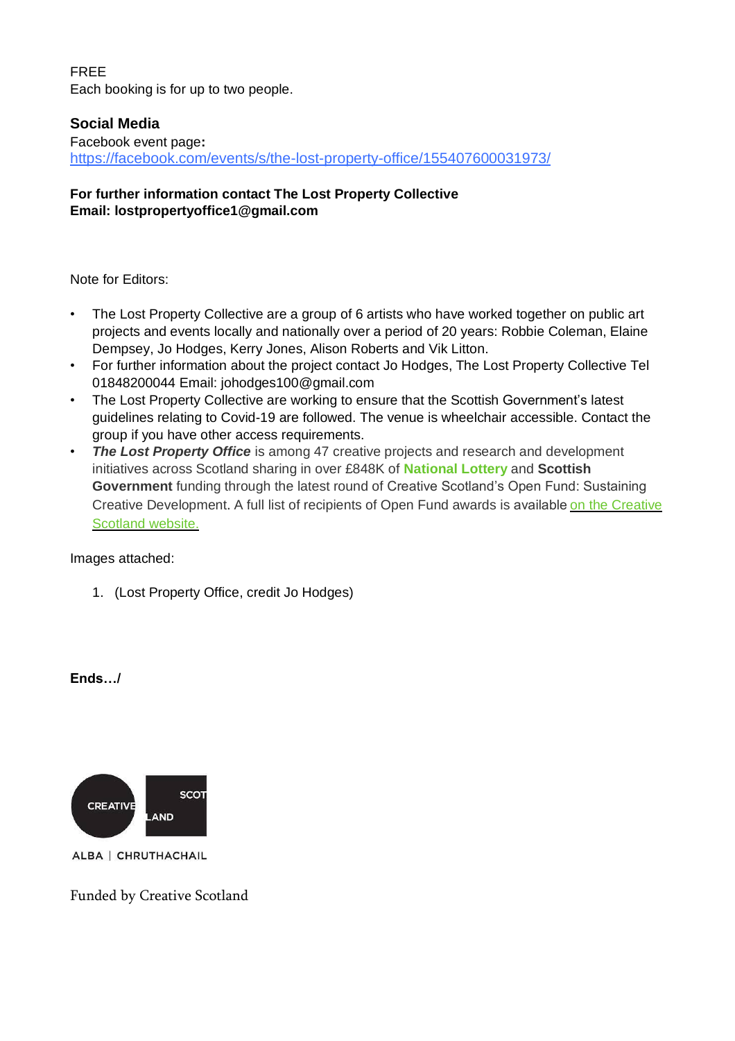FREE
Each booking is for up to two people.

**Social Media**
Facebook event page**:**
[https://facebook.com/events/s/the-lost-property-office/155407600031973/](https://facebook.com/events/s/the-lost-property-office/155407600031973/)

**For further information contact The Lost Property Collective**
**Email: lostpropertyoffice1@gmail.com**

Note for Editors:

- The Lost Property Collective are a group of 6 artists who have worked together on public art projects and events locally and nationally over a period of 20 years: Robbie Coleman, Elaine Dempsey, Jo Hodges, Kerry Jones, Alison Roberts and Vik Litton.
- For further information about the project contact Jo Hodges, The Lost Property Collective Tel 01848200044 Email: johodges100@gmail.com
- The Lost Property Collective are working to ensure that the Scottish Government's latest guidelines relating to Covid-19 are followed. The venue is wheelchair accessible. Contact the group if you have other access requirements.
- ***The Lost Property Office*** is among 47 creative projects and research and development initiatives across Scotland sharing in over £848K of **National Lottery** and **Scottish Government** funding through the latest round of Creative Scotland's Open Fund: Sustaining Creative Development. A full list of recipients of Open Fund awards is available on the Creative Scotland website.

Images attached:

1. (Lost Property Office, credit Jo Hodges)

**Ends…/**

CREATIVE SCOTLAND
ALBA | CHRUTHACHAIL

Funded by Creative Scotland